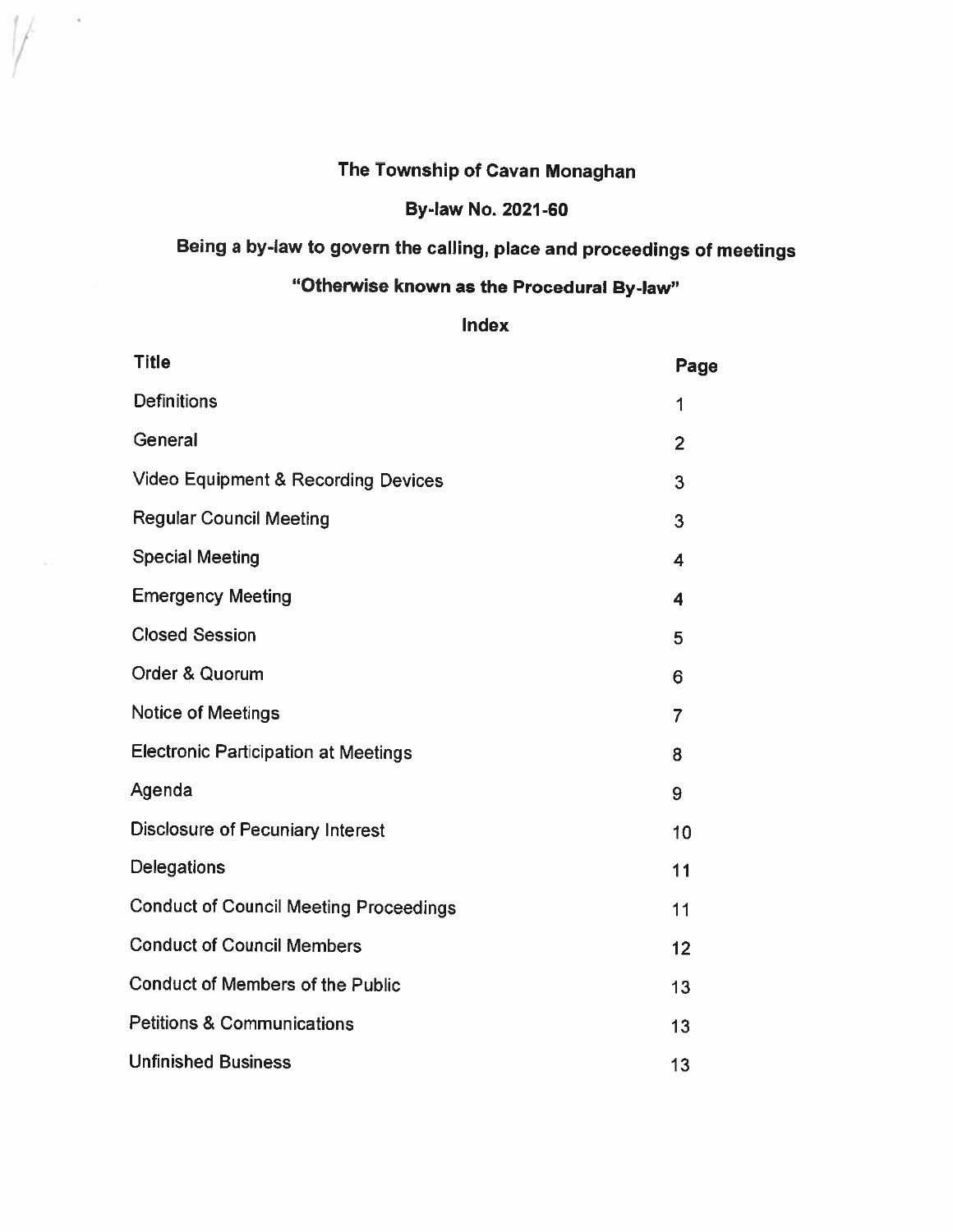# The Township of Cavan Monaghan

## By-law No. 2021-60

## Being a by-law to govern the calling, place and proceedings of meetings

## "Otherwise known as the Procedural By-law"

### Index

| Title | Page |
|---|---|
| Definitions | 1 |
| General | 2 |
| Video Equipment & Recording Devices | 3 |
| Regular Council Meeting | 3 |
| Special Meeting | 4 |
| Emergency Meeting | 4 |
| Closed Session | 5 |
| Order & Quorum | 6 |
| Notice of Meetings | 7 |
| Electronic Participation at Meetings | 8 |
| Agenda | 9 |
| Disclosure of Pecuniary Interest | 10 |
| Delegations | 11 |
| Conduct of Council Meeting Proceedings | 11 |
| Conduct of Council Members | 12 |
| Conduct of Members of the Public | 13 |
| Petitions & Communications | 13 |
| Unfinished Business | 13 |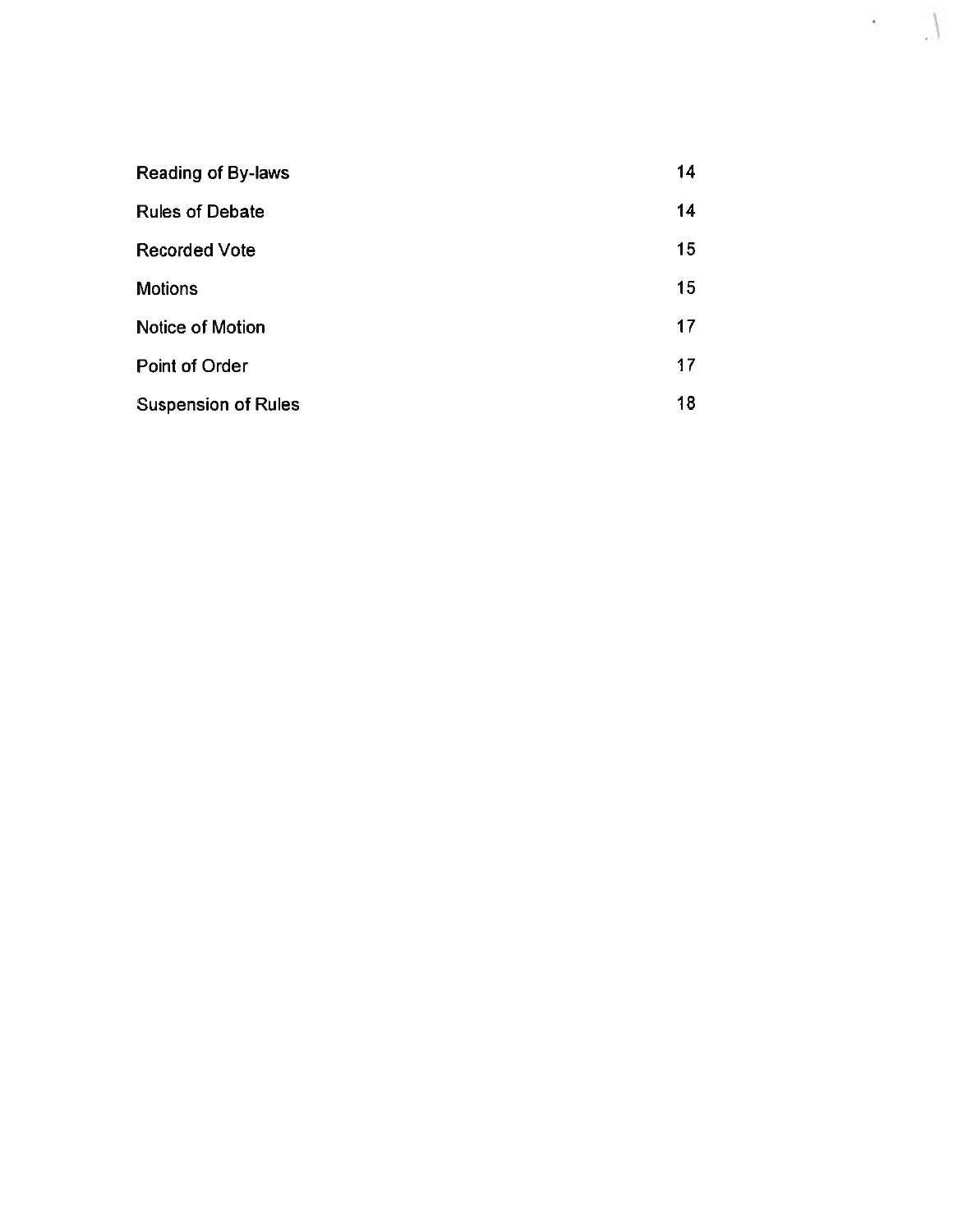| | |
|---|---|
| Reading of By-laws | 14 |
| Rules of Debate | 14 |
| Recorded Vote | 15 |
| Motions | 15 |
| Notice of Motion | 17 |
| Point of Order | 17 |
| Suspension of Rules | 18 |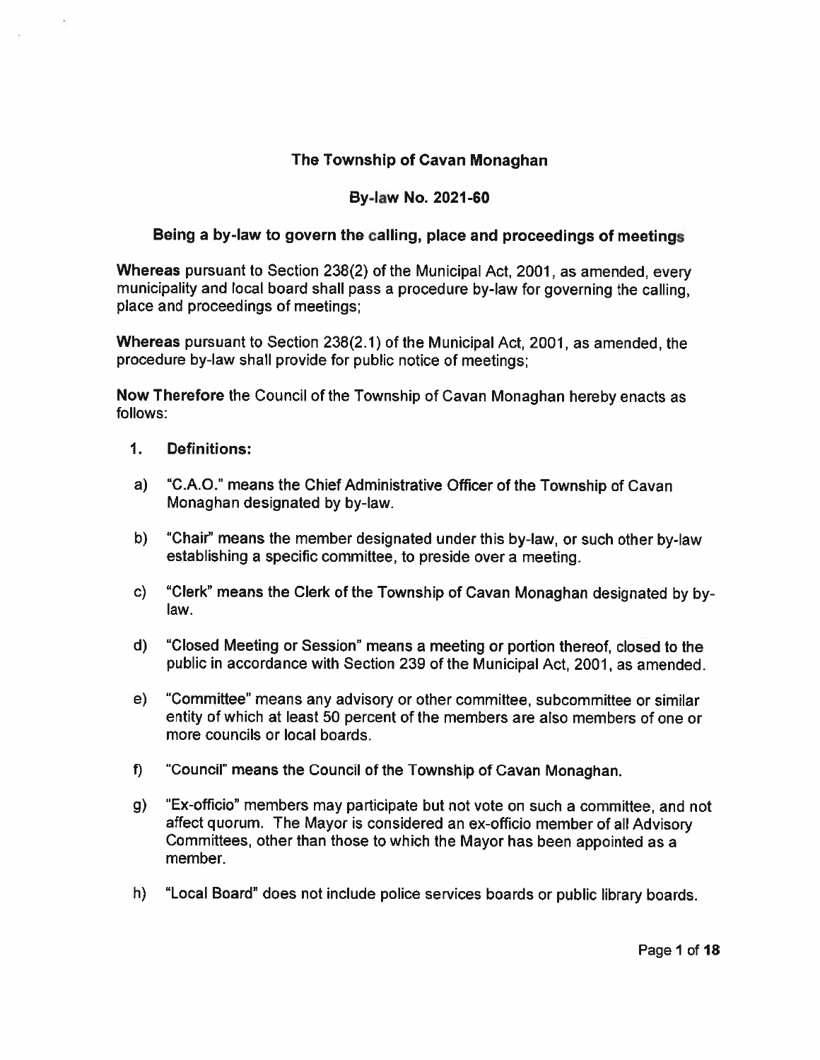**The Township of Cavan Monaghan**

**By-law No. 2021-60**

**Being a by-law to govern the calling, place and proceedings of meetings**

**Whereas** pursuant to Section 238(2) of the Municipal Act, 2001, as amended, every municipality and local board shall pass a procedure by-law for governing the calling, place and proceedings of meetings;

**Whereas** pursuant to Section 238(2.1) of the Municipal Act, 2001, as amended, the procedure by-law shall provide for public notice of meetings;

**Now Therefore** the Council of the Township of Cavan Monaghan hereby enacts as follows:

1. **Definitions:**

a) "C.A.O." means the Chief Administrative Officer of the Township of Cavan Monaghan designated by by-law.

b) "Chair" means the member designated under this by-law, or such other by-law establishing a specific committee, to preside over a meeting.

c) "Clerk" means the Clerk of the Township of Cavan Monaghan designated by by-law.

d) "Closed Meeting or Session" means a meeting or portion thereof, closed to the public in accordance with Section 239 of the Municipal Act, 2001, as amended.

e) "Committee" means any advisory or other committee, subcommittee or similar entity of which at least 50 percent of the members are also members of one or more councils or local boards.

f) "Council" means the Council of the Township of Cavan Monaghan.

g) "Ex-officio" members may participate but not vote on such a committee, and not affect quorum. The Mayor is considered an ex-officio member of all Advisory Committees, other than those to which the Mayor has been appointed as a member.

h) "Local Board" does not include police services boards or public library boards.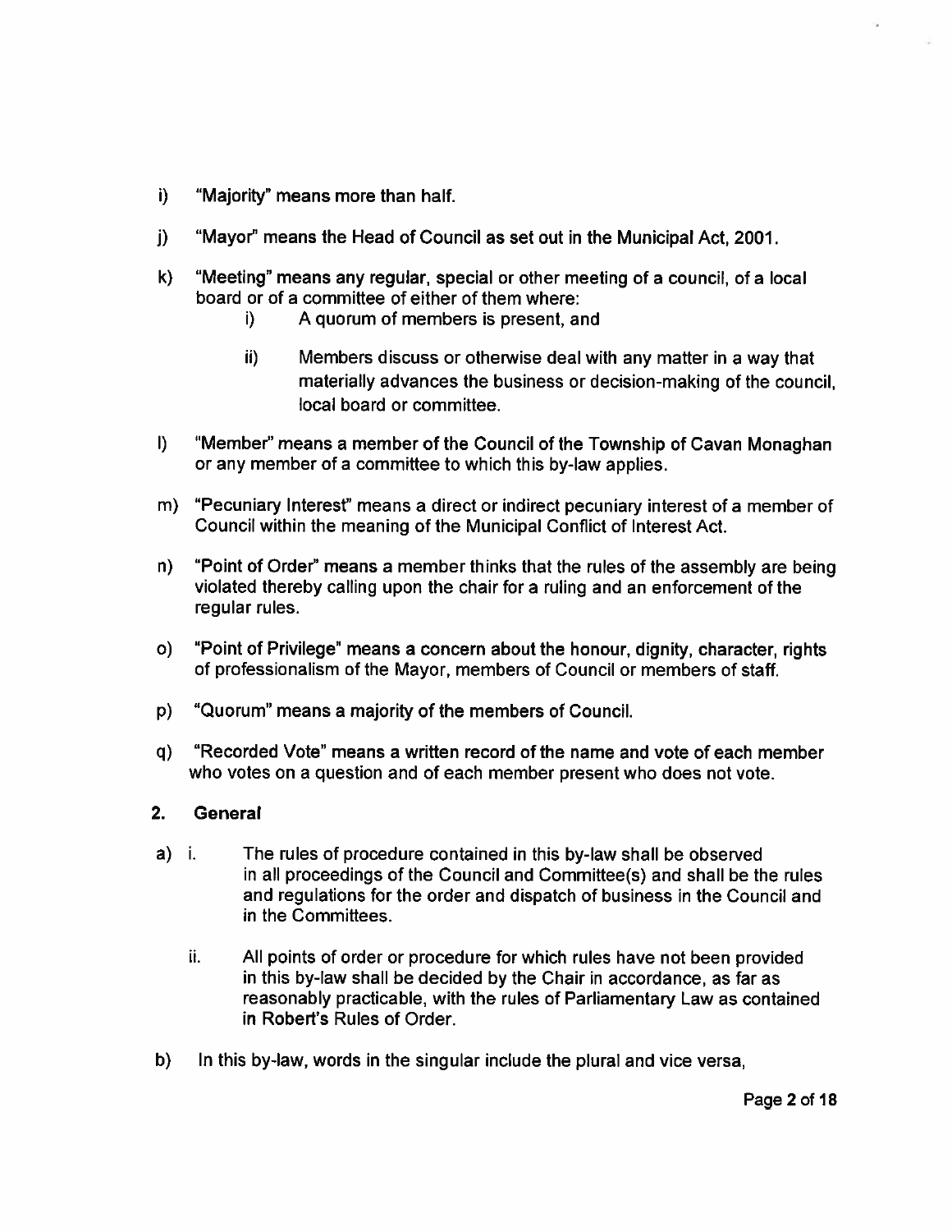i) "Majority" means more than half.

j) "Mayor" means the Head of Council as set out in the Municipal Act, 2001.

k) "Meeting" means any regular, special or other meeting of a council, of a local board or of a committee of either of them where:
   i) A quorum of members is present, and
   ii) Members discuss or otherwise deal with any matter in a way that materially advances the business or decision-making of the council, local board or committee.

l) "Member" means a member of the Council of the Township of Cavan Monaghan or any member of a committee to which this by-law applies.

m) "Pecuniary Interest" means a direct or indirect pecuniary interest of a member of Council within the meaning of the Municipal Conflict of Interest Act.

n) "Point of Order" means a member thinks that the rules of the assembly are being violated thereby calling upon the chair for a ruling and an enforcement of the regular rules.

o) "Point of Privilege" means a concern about the honour, dignity, character, rights of professionalism of the Mayor, members of Council or members of staff.

p) "Quorum" means a majority of the members of Council.

q) "Recorded Vote" means a written record of the name and vote of each member who votes on a question and of each member present who does not vote.

## 2. General

a) i. The rules of procedure contained in this by-law shall be observed in all proceedings of the Council and Committee(s) and shall be the rules and regulations for the order and dispatch of business in the Council and in the Committees.

   ii. All points of order or procedure for which rules have not been provided in this by-law shall be decided by the Chair in accordance, as far as reasonably practicable, with the rules of Parliamentary Law as contained in Robert's Rules of Order.

b) In this by-law, words in the singular include the plural and vice versa,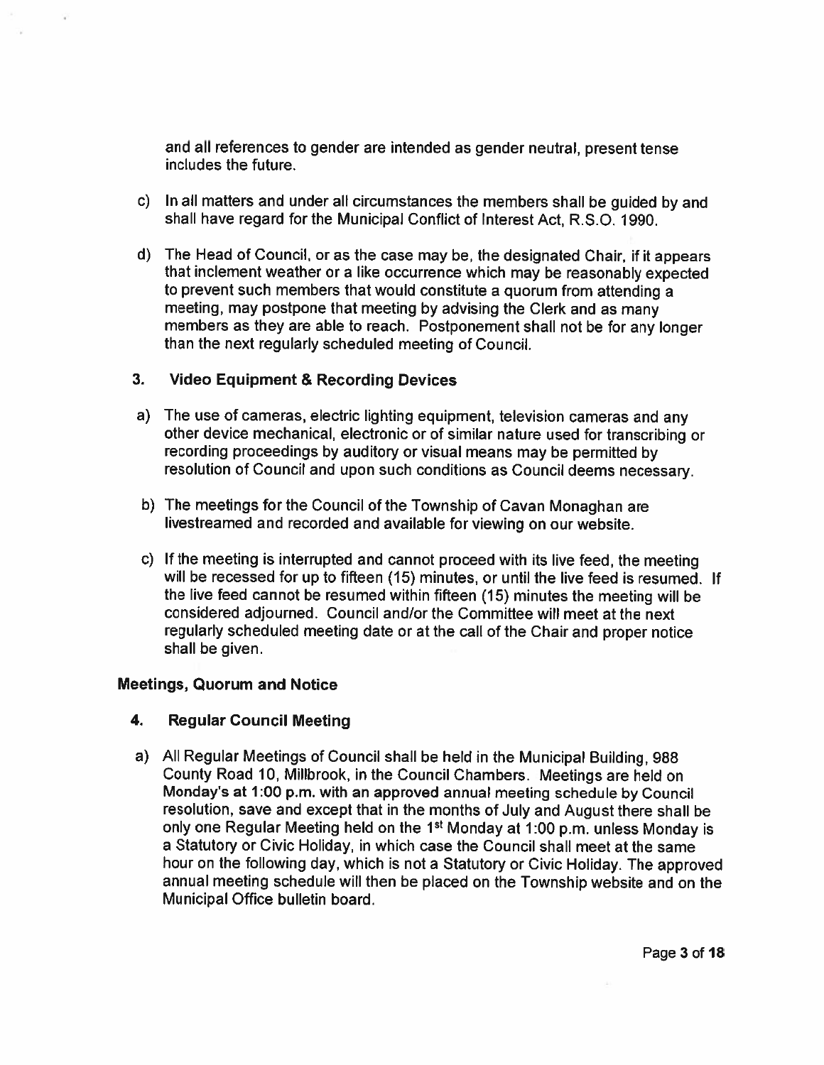and all references to gender are intended as gender neutral, present tense includes the future.

c) In all matters and under all circumstances the members shall be guided by and shall have regard for the Municipal Conflict of Interest Act, R.S.O. 1990.

d) The Head of Council, or as the case may be, the designated Chair, if it appears that inclement weather or a like occurrence which may be reasonably expected to prevent such members that would constitute a quorum from attending a meeting, may postpone that meeting by advising the Clerk and as many members as they are able to reach. Postponement shall not be for any longer than the next regularly scheduled meeting of Council.

### 3. Video Equipment & Recording Devices

a) The use of cameras, electric lighting equipment, television cameras and any other device mechanical, electronic or of similar nature used for transcribing or recording proceedings by auditory or visual means may be permitted by resolution of Council and upon such conditions as Council deems necessary.

b) The meetings for the Council of the Township of Cavan Monaghan are livestreamed and recorded and available for viewing on our website.

c) If the meeting is interrupted and cannot proceed with its live feed, the meeting will be recessed for up to fifteen (15) minutes, or until the live feed is resumed. If the live feed cannot be resumed within fifteen (15) minutes the meeting will be considered adjourned. Council and/or the Committee will meet at the next regularly scheduled meeting date or at the call of the Chair and proper notice shall be given.

## Meetings, Quorum and Notice

### 4. Regular Council Meeting

a) All Regular Meetings of Council shall be held in the Municipal Building, 988 County Road 10, Millbrook, in the Council Chambers. Meetings are held on Monday's at 1:00 p.m. with an approved annual meeting schedule by Council resolution, save and except that in the months of July and August there shall be only one Regular Meeting held on the 1st Monday at 1:00 p.m. unless Monday is a Statutory or Civic Holiday, in which case the Council shall meet at the same hour on the following day, which is not a Statutory or Civic Holiday. The approved annual meeting schedule will then be placed on the Township website and on the Municipal Office bulletin board.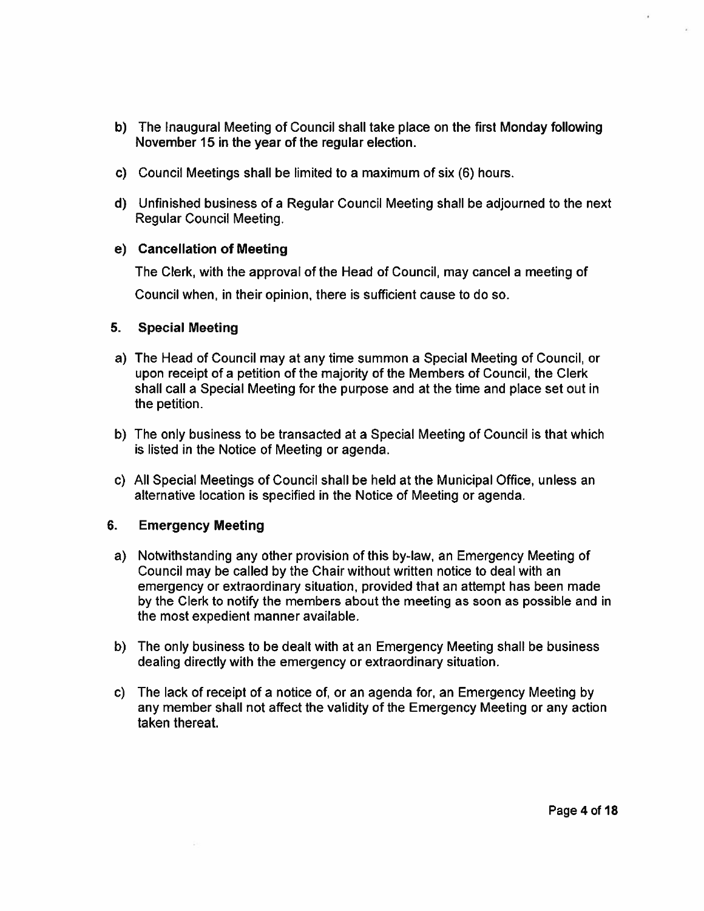b) The Inaugural Meeting of Council shall take place on the first Monday following November 15 in the year of the regular election.

c) Council Meetings shall be limited to a maximum of six (6) hours.

d) Unfinished business of a Regular Council Meeting shall be adjourned to the next Regular Council Meeting.

e) **Cancellation of Meeting**

The Clerk, with the approval of the Head of Council, may cancel a meeting of Council when, in their opinion, there is sufficient cause to do so.

### 5. Special Meeting

a) The Head of Council may at any time summon a Special Meeting of Council, or upon receipt of a petition of the majority of the Members of Council, the Clerk shall call a Special Meeting for the purpose and at the time and place set out in the petition.

b) The only business to be transacted at a Special Meeting of Council is that which is listed in the Notice of Meeting or agenda.

c) All Special Meetings of Council shall be held at the Municipal Office, unless an alternative location is specified in the Notice of Meeting or agenda.

### 6. Emergency Meeting

a) Notwithstanding any other provision of this by-law, an Emergency Meeting of Council may be called by the Chair without written notice to deal with an emergency or extraordinary situation, provided that an attempt has been made by the Clerk to notify the members about the meeting as soon as possible and in the most expedient manner available.

b) The only business to be dealt with at an Emergency Meeting shall be business dealing directly with the emergency or extraordinary situation.

c) The lack of receipt of a notice of, or an agenda for, an Emergency Meeting by any member shall not affect the validity of the Emergency Meeting or any action taken thereat.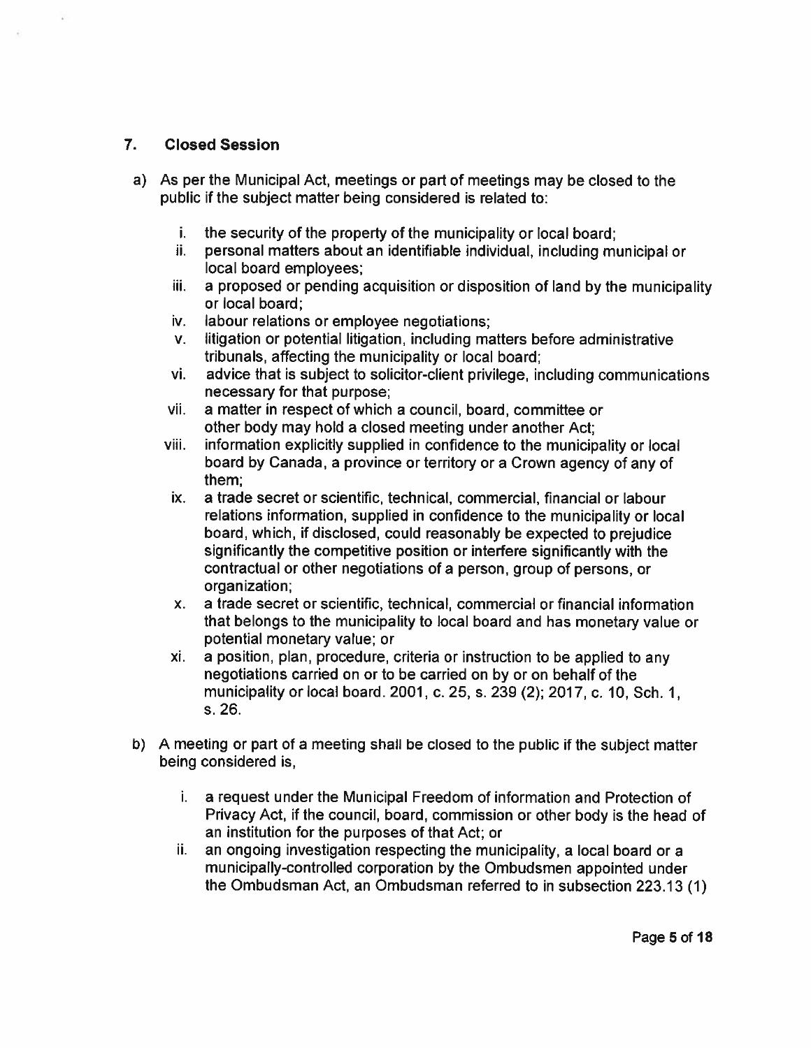## 7. Closed Session

a) As per the Municipal Act, meetings or part of meetings may be closed to the public if the subject matter being considered is related to:

   i. the security of the property of the municipality or local board;
   ii. personal matters about an identifiable individual, including municipal or local board employees;
   iii. a proposed or pending acquisition or disposition of land by the municipality or local board;
   iv. labour relations or employee negotiations;
   v. litigation or potential litigation, including matters before administrative tribunals, affecting the municipality or local board;
   vi. advice that is subject to solicitor-client privilege, including communications necessary for that purpose;
   vii. a matter in respect of which a council, board, committee or other body may hold a closed meeting under another Act;
   viii. information explicitly supplied in confidence to the municipality or local board by Canada, a province or territory or a Crown agency of any of them;
   ix. a trade secret or scientific, technical, commercial, financial or labour relations information, supplied in confidence to the municipality or local board, which, if disclosed, could reasonably be expected to prejudice significantly the competitive position or interfere significantly with the contractual or other negotiations of a person, group of persons, or organization;
   x. a trade secret or scientific, technical, commercial or financial information that belongs to the municipality to local board and has monetary value or potential monetary value; or
   xi. a position, plan, procedure, criteria or instruction to be applied to any negotiations carried on or to be carried on by or on behalf of the municipality or local board. 2001, c. 25, s. 239 (2); 2017, c. 10, Sch. 1, s. 26.

b) A meeting or part of a meeting shall be closed to the public if the subject matter being considered is,

   i. a request under the Municipal Freedom of information and Protection of Privacy Act, if the council, board, commission or other body is the head of an institution for the purposes of that Act; or
   ii. an ongoing investigation respecting the municipality, a local board or a municipally-controlled corporation by the Ombudsmen appointed under the Ombudsman Act, an Ombudsman referred to in subsection 223.13 (1)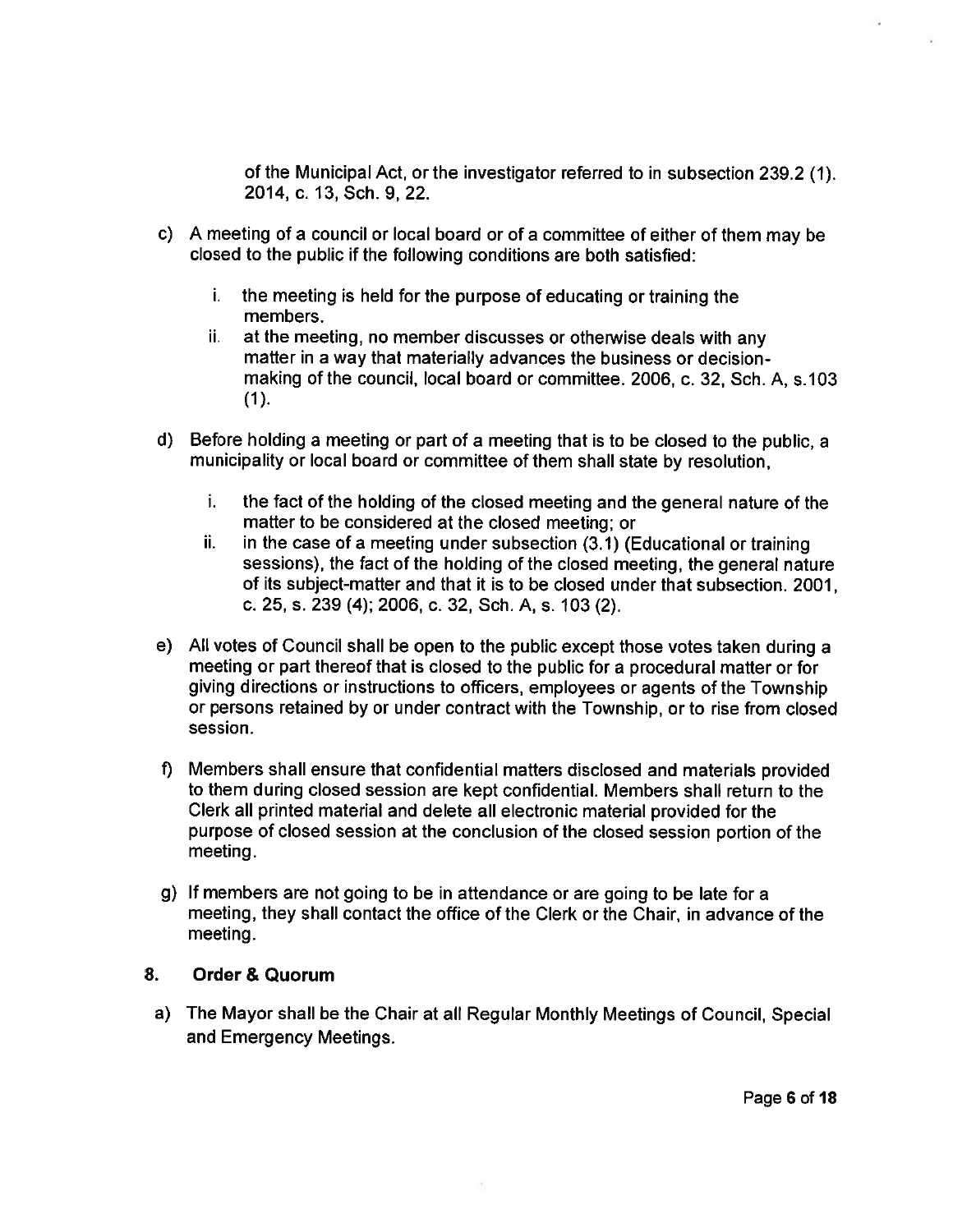of the Municipal Act, or the investigator referred to in subsection 239.2 (1). 2014, c. 13, Sch. 9, 22.

c) A meeting of a council or local board or of a committee of either of them may be closed to the public if the following conditions are both satisfied:

   i. the meeting is held for the purpose of educating or training the members.
   ii. at the meeting, no member discusses or otherwise deals with any matter in a way that materially advances the business or decision-making of the council, local board or committee. 2006, c. 32, Sch. A, s.103 (1).

d) Before holding a meeting or part of a meeting that is to be closed to the public, a municipality or local board or committee of them shall state by resolution,

   i. the fact of the holding of the closed meeting and the general nature of the matter to be considered at the closed meeting; or
   ii. in the case of a meeting under subsection (3.1) (Educational or training sessions), the fact of the holding of the closed meeting, the general nature of its subject-matter and that it is to be closed under that subsection. 2001, c. 25, s. 239 (4); 2006, c. 32, Sch. A, s. 103 (2).

e) All votes of Council shall be open to the public except those votes taken during a meeting or part thereof that is closed to the public for a procedural matter or for giving directions or instructions to officers, employees or agents of the Township or persons retained by or under contract with the Township, or to rise from closed session.

f) Members shall ensure that confidential matters disclosed and materials provided to them during closed session are kept confidential. Members shall return to the Clerk all printed material and delete all electronic material provided for the purpose of closed session at the conclusion of the closed session portion of the meeting.

g) If members are not going to be in attendance or are going to be late for a meeting, they shall contact the office of the Clerk or the Chair, in advance of the meeting.

## 8. Order & Quorum

a) The Mayor shall be the Chair at all Regular Monthly Meetings of Council, Special and Emergency Meetings.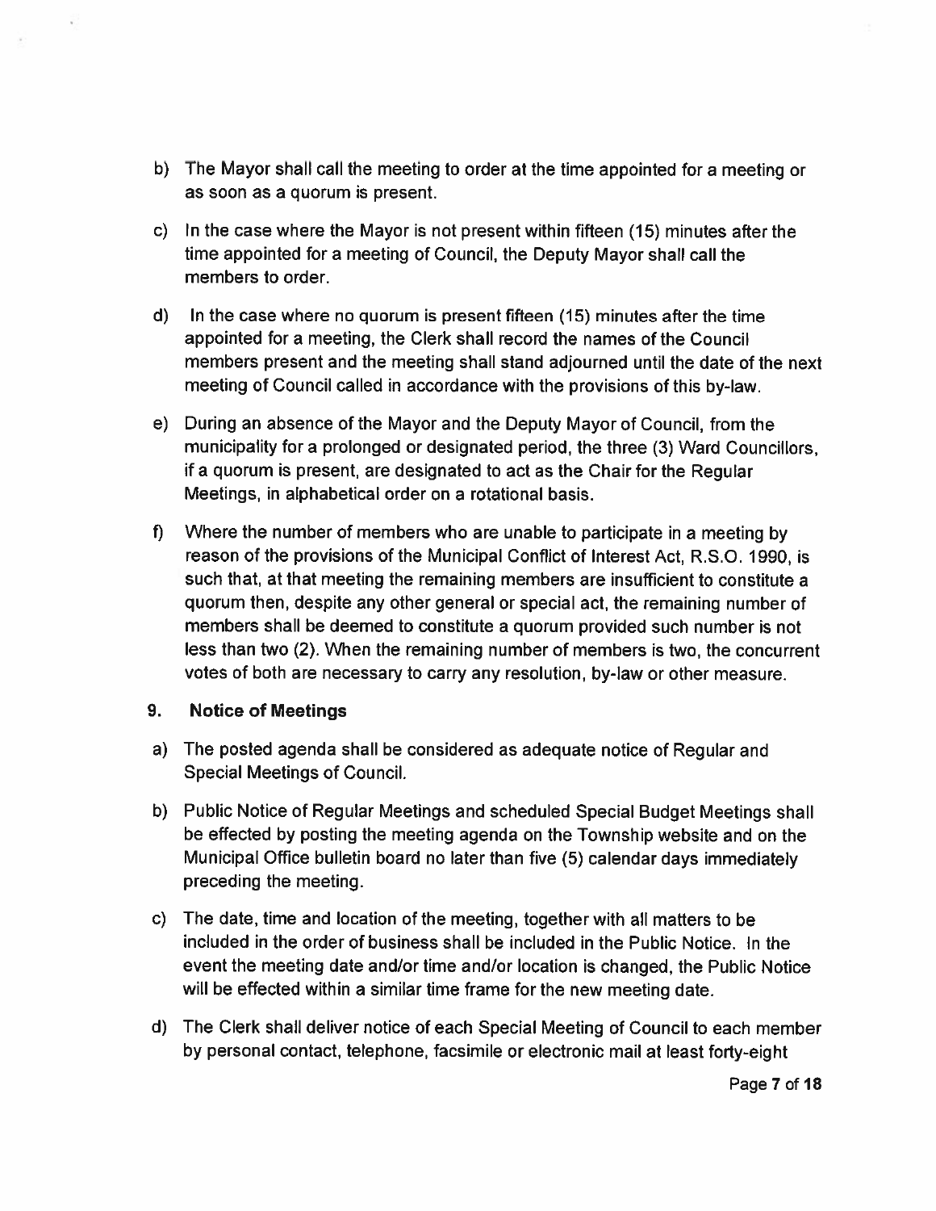b) The Mayor shall call the meeting to order at the time appointed for a meeting or as soon as a quorum is present.

c) In the case where the Mayor is not present within fifteen (15) minutes after the time appointed for a meeting of Council, the Deputy Mayor shall call the members to order.

d) In the case where no quorum is present fifteen (15) minutes after the time appointed for a meeting, the Clerk shall record the names of the Council members present and the meeting shall stand adjourned until the date of the next meeting of Council called in accordance with the provisions of this by-law.

e) During an absence of the Mayor and the Deputy Mayor of Council, from the municipality for a prolonged or designated period, the three (3) Ward Councillors, if a quorum is present, are designated to act as the Chair for the Regular Meetings, in alphabetical order on a rotational basis.

f) Where the number of members who are unable to participate in a meeting by reason of the provisions of the Municipal Conflict of Interest Act, R.S.O. 1990, is such that, at that meeting the remaining members are insufficient to constitute a quorum then, despite any other general or special act, the remaining number of members shall be deemed to constitute a quorum provided such number is not less than two (2). When the remaining number of members is two, the concurrent votes of both are necessary to carry any resolution, by-law or other measure.

## 9. Notice of Meetings

a) The posted agenda shall be considered as adequate notice of Regular and Special Meetings of Council.

b) Public Notice of Regular Meetings and scheduled Special Budget Meetings shall be effected by posting the meeting agenda on the Township website and on the Municipal Office bulletin board no later than five (5) calendar days immediately preceding the meeting.

c) The date, time and location of the meeting, together with all matters to be included in the order of business shall be included in the Public Notice. In the event the meeting date and/or time and/or location is changed, the Public Notice will be effected within a similar time frame for the new meeting date.

d) The Clerk shall deliver notice of each Special Meeting of Council to each member by personal contact, telephone, facsimile or electronic mail at least forty-eight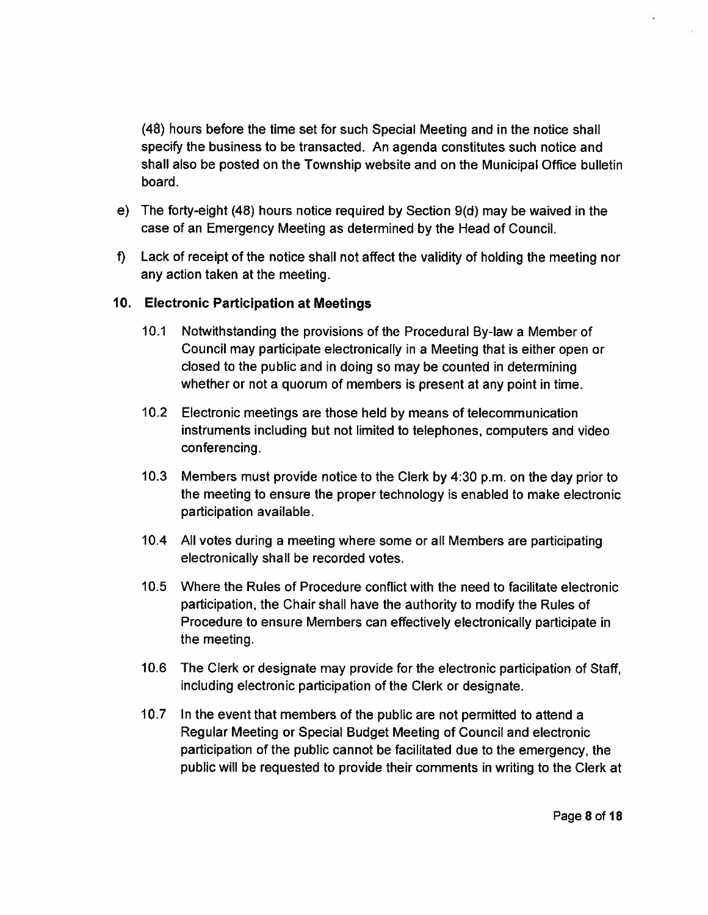(48) hours before the time set for such Special Meeting and in the notice shall specify the business to be transacted. An agenda constitutes such notice and shall also be posted on the Township website and on the Municipal Office bulletin board.

e) The forty-eight (48) hours notice required by Section 9(d) may be waived in the case of an Emergency Meeting as determined by the Head of Council.

f) Lack of receipt of the notice shall not affect the validity of holding the meeting nor any action taken at the meeting.

## 10. Electronic Participation at Meetings

10.1 Notwithstanding the provisions of the Procedural By-law a Member of Council may participate electronically in a Meeting that is either open or closed to the public and in doing so may be counted in determining whether or not a quorum of members is present at any point in time.

10.2 Electronic meetings are those held by means of telecommunication instruments including but not limited to telephones, computers and video conferencing.

10.3 Members must provide notice to the Clerk by 4:30 p.m. on the day prior to the meeting to ensure the proper technology is enabled to make electronic participation available.

10.4 All votes during a meeting where some or all Members are participating electronically shall be recorded votes.

10.5 Where the Rules of Procedure conflict with the need to facilitate electronic participation, the Chair shall have the authority to modify the Rules of Procedure to ensure Members can effectively electronically participate in the meeting.

10.6 The Clerk or designate may provide for the electronic participation of Staff, including electronic participation of the Clerk or designate.

10.7 In the event that members of the public are not permitted to attend a Regular Meeting or Special Budget Meeting of Council and electronic participation of the public cannot be facilitated due to the emergency, the public will be requested to provide their comments in writing to the Clerk at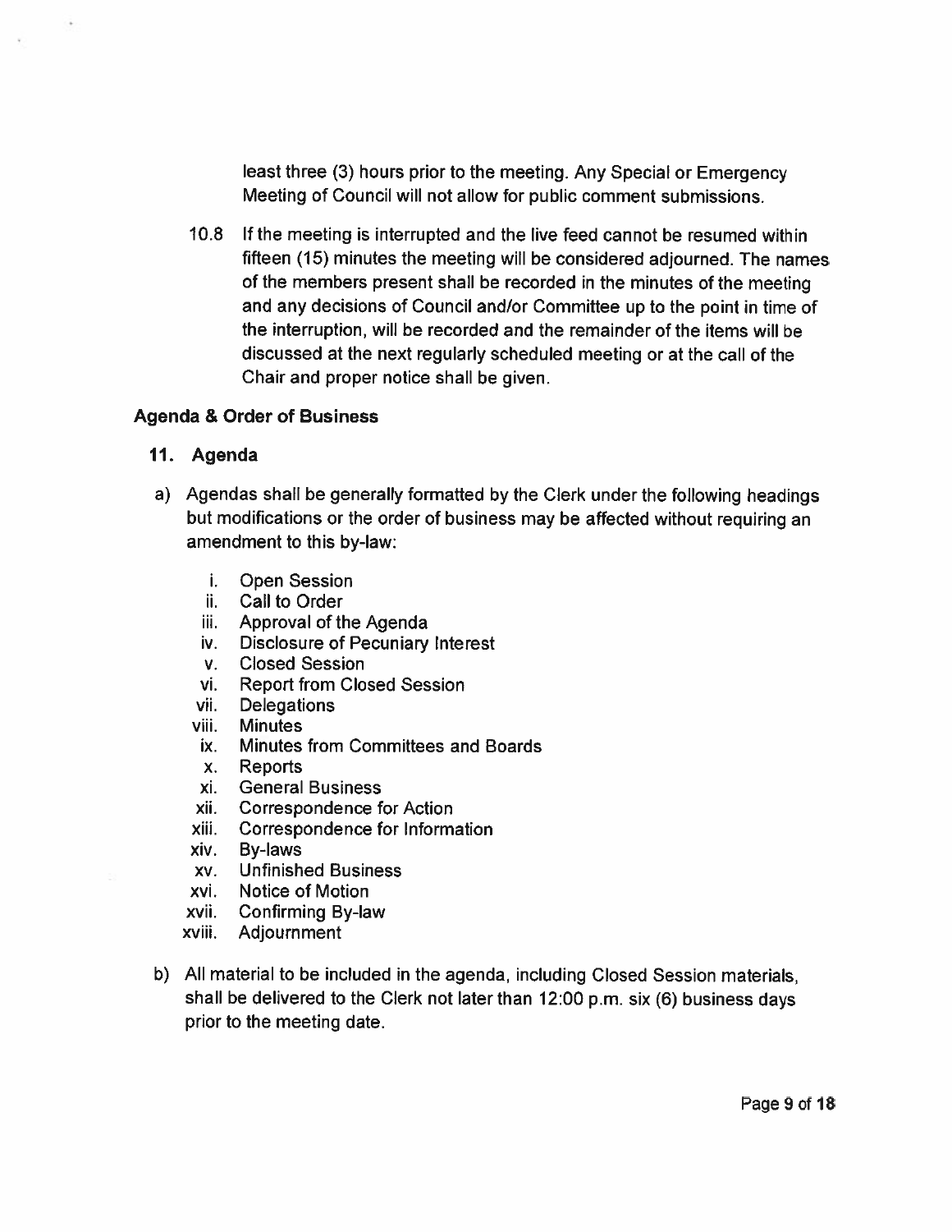least three (3) hours prior to the meeting. Any Special or Emergency Meeting of Council will not allow for public comment submissions.

10.8 If the meeting is interrupted and the live feed cannot be resumed within fifteen (15) minutes the meeting will be considered adjourned. The names of the members present shall be recorded in the minutes of the meeting and any decisions of Council and/or Committee up to the point in time of the interruption, will be recorded and the remainder of the items will be discussed at the next regularly scheduled meeting or at the call of the Chair and proper notice shall be given.

**Agenda & Order of Business**

**11. Agenda**

a) Agendas shall be generally formatted by the Clerk under the following headings but modifications or the order of business may be affected without requiring an amendment to this by-law:

   i. Open Session
   ii. Call to Order
   iii. Approval of the Agenda
   iv. Disclosure of Pecuniary Interest
   v. Closed Session
   vi. Report from Closed Session
   vii. Delegations
   viii. Minutes
   ix. Minutes from Committees and Boards
   x. Reports
   xi. General Business
   xii. Correspondence for Action
   xiii. Correspondence for Information
   xiv. By-laws
   xv. Unfinished Business
   xvi. Notice of Motion
   xvii. Confirming By-law
   xviii. Adjournment

b) All material to be included in the agenda, including Closed Session materials, shall be delivered to the Clerk not later than 12:00 p.m. six (6) business days prior to the meeting date.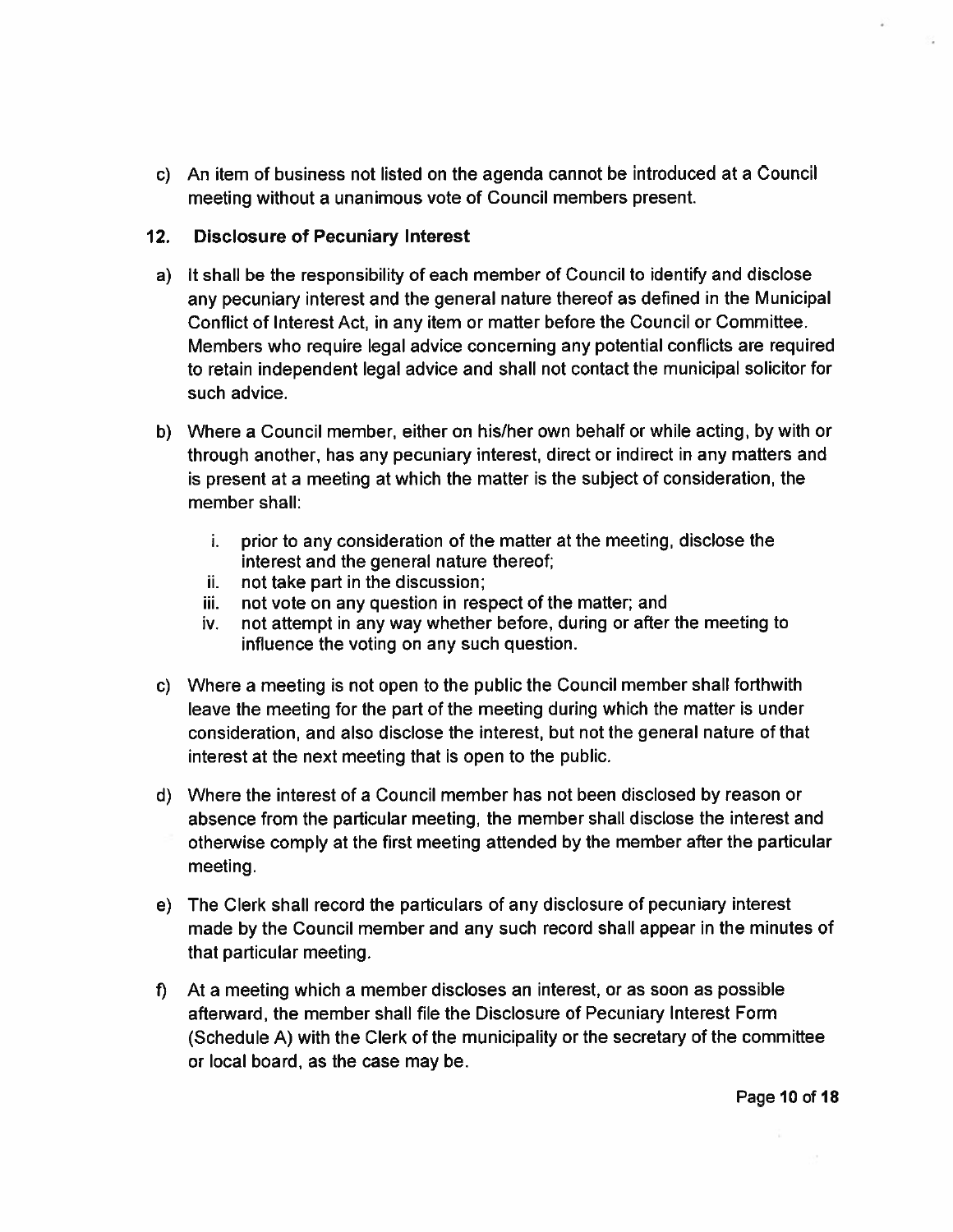c) An item of business not listed on the agenda cannot be introduced at a Council meeting without a unanimous vote of Council members present.

## 12. Disclosure of Pecuniary Interest

a) It shall be the responsibility of each member of Council to identify and disclose any pecuniary interest and the general nature thereof as defined in the Municipal Conflict of Interest Act, in any item or matter before the Council or Committee. Members who require legal advice concerning any potential conflicts are required to retain independent legal advice and shall not contact the municipal solicitor for such advice.

b) Where a Council member, either on his/her own behalf or while acting, by with or through another, has any pecuniary interest, direct or indirect in any matters and is present at a meeting at which the matter is the subject of consideration, the member shall:

   i. prior to any consideration of the matter at the meeting, disclose the interest and the general nature thereof;
   ii. not take part in the discussion;
   iii. not vote on any question in respect of the matter; and
   iv. not attempt in any way whether before, during or after the meeting to influence the voting on any such question.

c) Where a meeting is not open to the public the Council member shall forthwith leave the meeting for the part of the meeting during which the matter is under consideration, and also disclose the interest, but not the general nature of that interest at the next meeting that is open to the public.

d) Where the interest of a Council member has not been disclosed by reason or absence from the particular meeting, the member shall disclose the interest and otherwise comply at the first meeting attended by the member after the particular meeting.

e) The Clerk shall record the particulars of any disclosure of pecuniary interest made by the Council member and any such record shall appear in the minutes of that particular meeting.

f) At a meeting which a member discloses an interest, or as soon as possible afterward, the member shall file the Disclosure of Pecuniary Interest Form (Schedule A) with the Clerk of the municipality or the secretary of the committee or local board, as the case may be.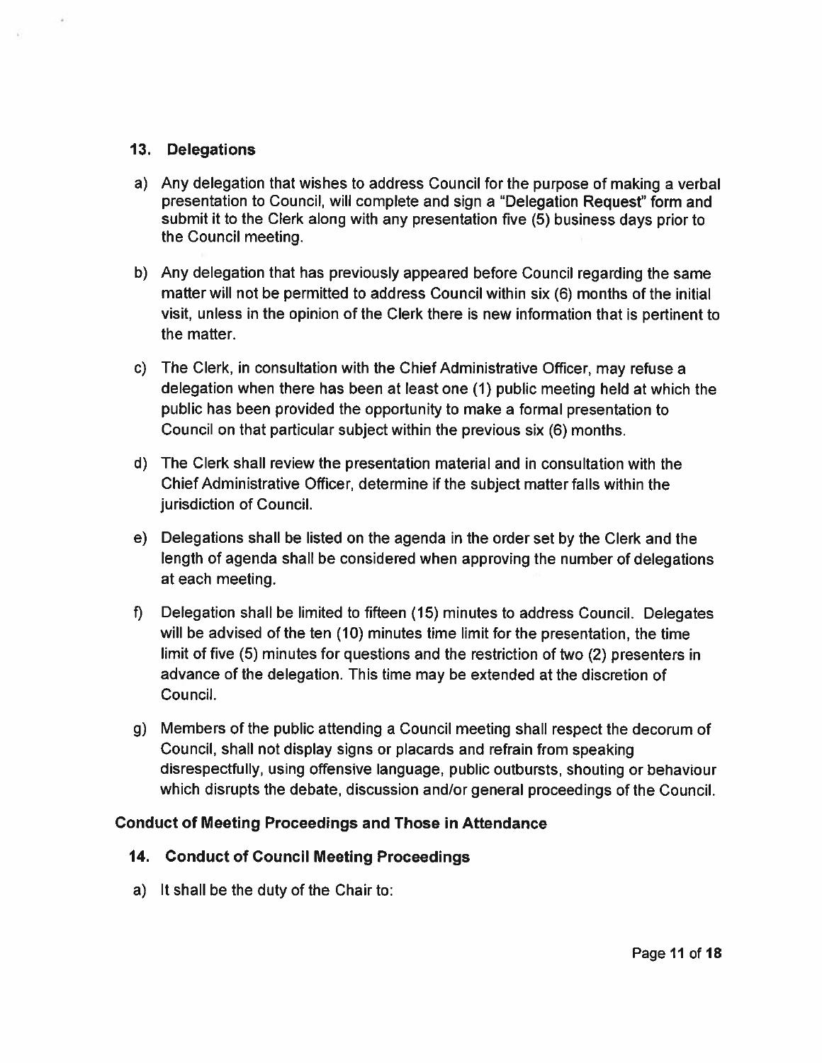### 13. Delegations

a) Any delegation that wishes to address Council for the purpose of making a verbal presentation to Council, will complete and sign a "Delegation Request" form and submit it to the Clerk along with any presentation five (5) business days prior to the Council meeting.

b) Any delegation that has previously appeared before Council regarding the same matter will not be permitted to address Council within six (6) months of the initial visit, unless in the opinion of the Clerk there is new information that is pertinent to the matter.

c) The Clerk, in consultation with the Chief Administrative Officer, may refuse a delegation when there has been at least one (1) public meeting held at which the public has been provided the opportunity to make a formal presentation to Council on that particular subject within the previous six (6) months.

d) The Clerk shall review the presentation material and in consultation with the Chief Administrative Officer, determine if the subject matter falls within the jurisdiction of Council.

e) Delegations shall be listed on the agenda in the order set by the Clerk and the length of agenda shall be considered when approving the number of delegations at each meeting.

f) Delegation shall be limited to fifteen (15) minutes to address Council. Delegates will be advised of the ten (10) minutes time limit for the presentation, the time limit of five (5) minutes for questions and the restriction of two (2) presenters in advance of the delegation. This time may be extended at the discretion of Council.

g) Members of the public attending a Council meeting shall respect the decorum of Council, shall not display signs or placards and refrain from speaking disrespectfully, using offensive language, public outbursts, shouting or behaviour which disrupts the debate, discussion and/or general proceedings of the Council.

## Conduct of Meeting Proceedings and Those in Attendance

### 14. Conduct of Council Meeting Proceedings

a) It shall be the duty of the Chair to: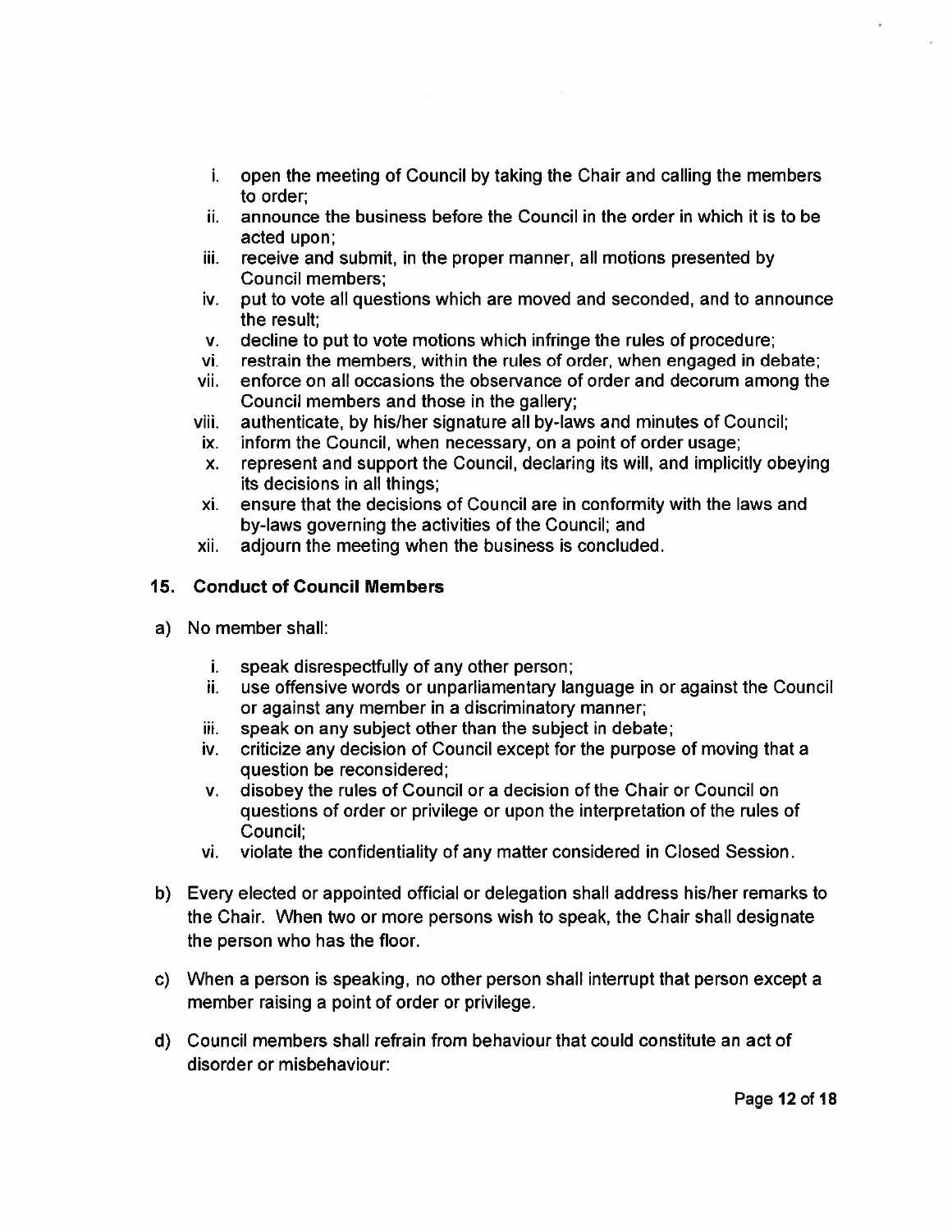i. open the meeting of Council by taking the Chair and calling the members to order;
ii. announce the business before the Council in the order in which it is to be acted upon;
iii. receive and submit, in the proper manner, all motions presented by Council members;
iv. put to vote all questions which are moved and seconded, and to announce the result;
v. decline to put to vote motions which infringe the rules of procedure;
vi. restrain the members, within the rules of order, when engaged in debate;
vii. enforce on all occasions the observance of order and decorum among the Council members and those in the gallery;
viii. authenticate, by his/her signature all by-laws and minutes of Council;
ix. inform the Council, when necessary, on a point of order usage;
x. represent and support the Council, declaring its will, and implicitly obeying its decisions in all things;
xi. ensure that the decisions of Council are in conformity with the laws and by-laws governing the activities of the Council; and
xii. adjourn the meeting when the business is concluded.

## 15. Conduct of Council Members

a) No member shall:

  i. speak disrespectfully of any other person;
  ii. use offensive words or unparliamentary language in or against the Council or against any member in a discriminatory manner;
  iii. speak on any subject other than the subject in debate;
  iv. criticize any decision of Council except for the purpose of moving that a question be reconsidered;
  v. disobey the rules of Council or a decision of the Chair or Council on questions of order or privilege or upon the interpretation of the rules of Council;
  vi. violate the confidentiality of any matter considered in Closed Session.

b) Every elected or appointed official or delegation shall address his/her remarks to the Chair. When two or more persons wish to speak, the Chair shall designate the person who has the floor.

c) When a person is speaking, no other person shall interrupt that person except a member raising a point of order or privilege.

d) Council members shall refrain from behaviour that could constitute an act of disorder or misbehaviour: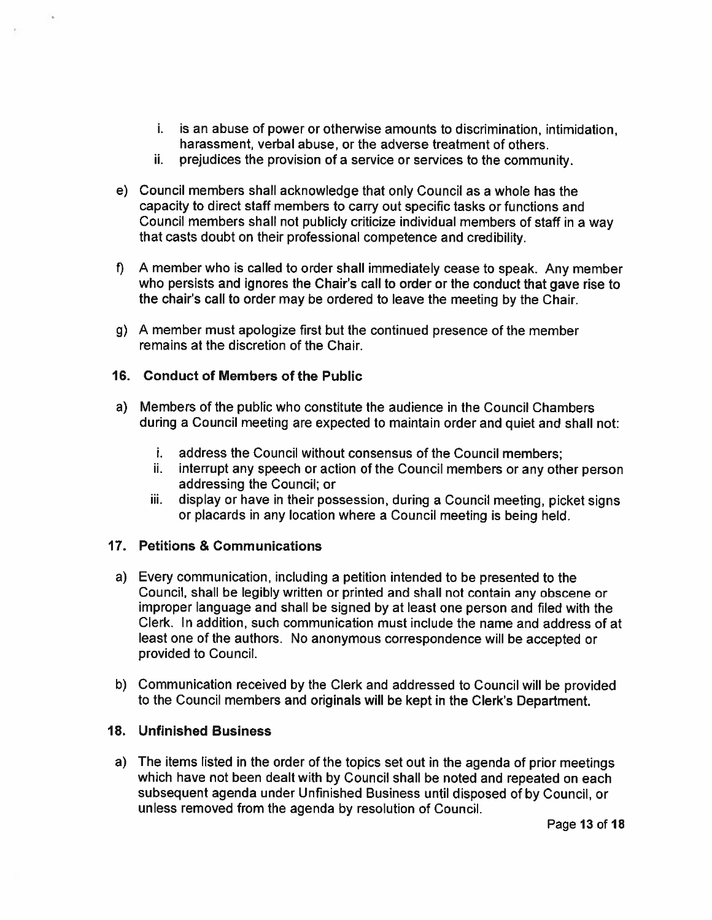i. is an abuse of power or otherwise amounts to discrimination, intimidation, harassment, verbal abuse, or the adverse treatment of others.
ii. prejudices the provision of a service or services to the community.

e) Council members shall acknowledge that only Council as a whole has the capacity to direct staff members to carry out specific tasks or functions and Council members shall not publicly criticize individual members of staff in a way that casts doubt on their professional competence and credibility.

f) A member who is called to order shall immediately cease to speak. Any member who persists and ignores the Chair's call to order or the conduct that gave rise to the chair's call to order may be ordered to leave the meeting by the Chair.

g) A member must apologize first but the continued presence of the member remains at the discretion of the Chair.

### 16. Conduct of Members of the Public

a) Members of the public who constitute the audience in the Council Chambers during a Council meeting are expected to maintain order and quiet and shall not:

i. address the Council without consensus of the Council members;
ii. interrupt any speech or action of the Council members or any other person addressing the Council; or
iii. display or have in their possession, during a Council meeting, picket signs or placards in any location where a Council meeting is being held.

### 17. Petitions & Communications

a) Every communication, including a petition intended to be presented to the Council, shall be legibly written or printed and shall not contain any obscene or improper language and shall be signed by at least one person and filed with the Clerk. In addition, such communication must include the name and address of at least one of the authors. No anonymous correspondence will be accepted or provided to Council.

b) Communication received by the Clerk and addressed to Council will be provided to the Council members and originals will be kept in the Clerk's Department.

### 18. Unfinished Business

a) The items listed in the order of the topics set out in the agenda of prior meetings which have not been dealt with by Council shall be noted and repeated on each subsequent agenda under Unfinished Business until disposed of by Council, or unless removed from the agenda by resolution of Council.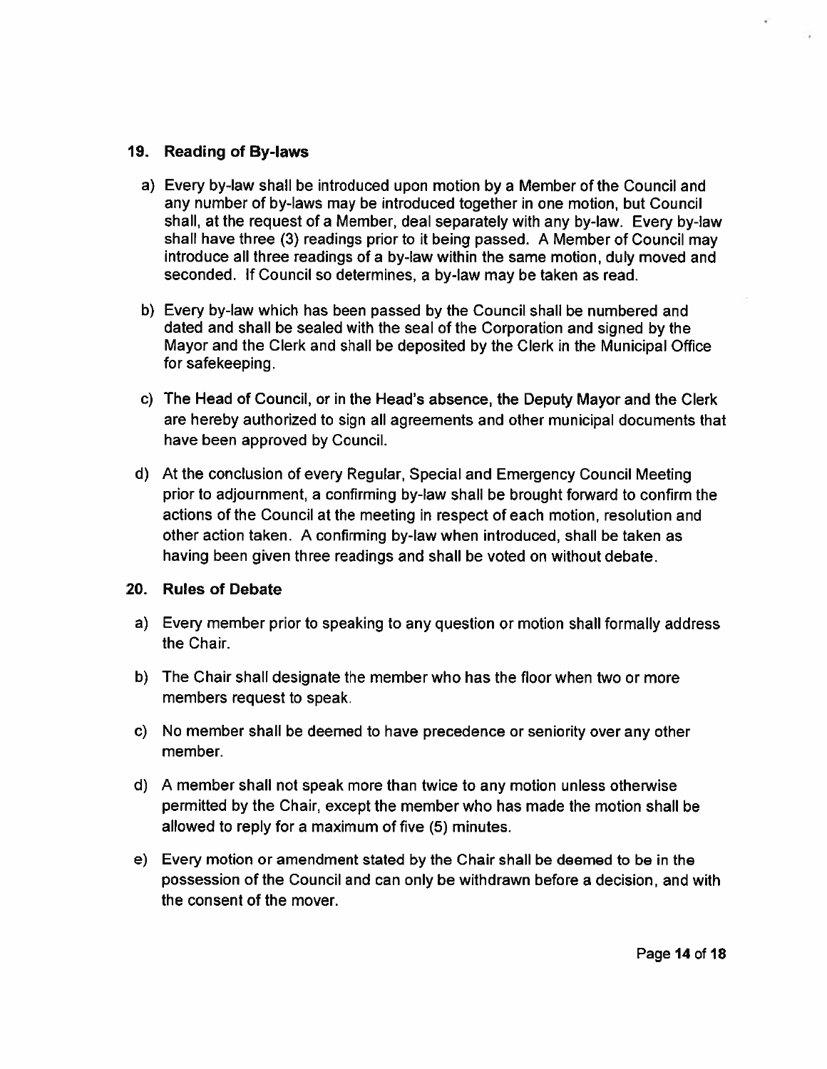## 19. Reading of By-laws

a) Every by-law shall be introduced upon motion by a Member of the Council and any number of by-laws may be introduced together in one motion, but Council shall, at the request of a Member, deal separately with any by-law. Every by-law shall have three (3) readings prior to it being passed. A Member of Council may introduce all three readings of a by-law within the same motion, duly moved and seconded. If Council so determines, a by-law may be taken as read.

b) Every by-law which has been passed by the Council shall be numbered and dated and shall be sealed with the seal of the Corporation and signed by the Mayor and the Clerk and shall be deposited by the Clerk in the Municipal Office for safekeeping.

c) The Head of Council, or in the Head's absence, the Deputy Mayor and the Clerk are hereby authorized to sign all agreements and other municipal documents that have been approved by Council.

d) At the conclusion of every Regular, Special and Emergency Council Meeting prior to adjournment, a confirming by-law shall be brought forward to confirm the actions of the Council at the meeting in respect of each motion, resolution and other action taken. A confirming by-law when introduced, shall be taken as having been given three readings and shall be voted on without debate.

## 20. Rules of Debate

a) Every member prior to speaking to any question or motion shall formally address the Chair.

b) The Chair shall designate the member who has the floor when two or more members request to speak.

c) No member shall be deemed to have precedence or seniority over any other member.

d) A member shall not speak more than twice to any motion unless otherwise permitted by the Chair, except the member who has made the motion shall be allowed to reply for a maximum of five (5) minutes.

e) Every motion or amendment stated by the Chair shall be deemed to be in the possession of the Council and can only be withdrawn before a decision, and with the consent of the mover.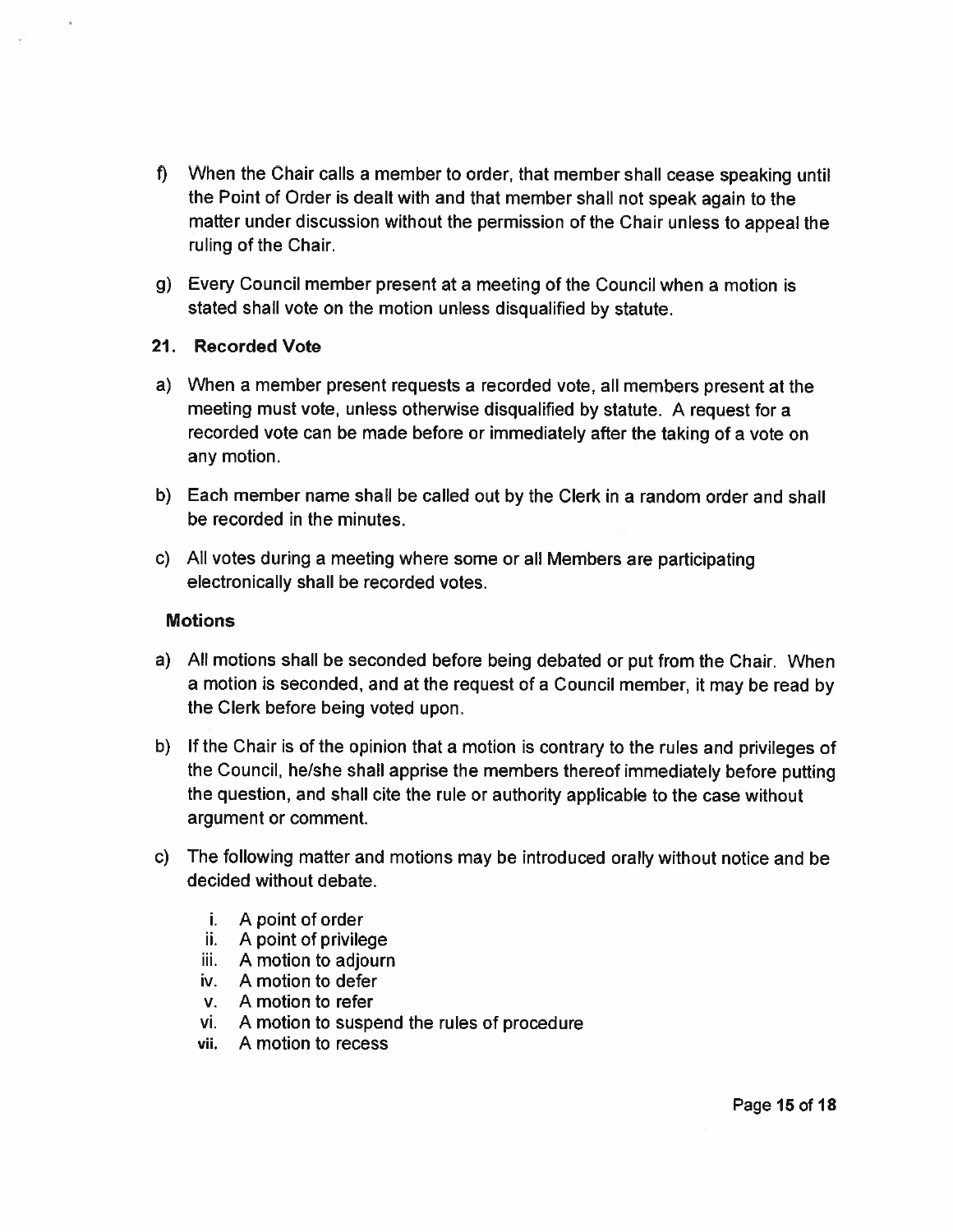f) When the Chair calls a member to order, that member shall cease speaking until the Point of Order is dealt with and that member shall not speak again to the matter under discussion without the permission of the Chair unless to appeal the ruling of the Chair.

g) Every Council member present at a meeting of the Council when a motion is stated shall vote on the motion unless disqualified by statute.

### 21. Recorded Vote

a) When a member present requests a recorded vote, all members present at the meeting must vote, unless otherwise disqualified by statute. A request for a recorded vote can be made before or immediately after the taking of a vote on any motion.

b) Each member name shall be called out by the Clerk in a random order and shall be recorded in the minutes.

c) All votes during a meeting where some or all Members are participating electronically shall be recorded votes.

### Motions

a) All motions shall be seconded before being debated or put from the Chair. When a motion is seconded, and at the request of a Council member, it may be read by the Clerk before being voted upon.

b) If the Chair is of the opinion that a motion is contrary to the rules and privileges of the Council, he/she shall apprise the members thereof immediately before putting the question, and shall cite the rule or authority applicable to the case without argument or comment.

c) The following matter and motions may be introduced orally without notice and be decided without debate.

   i. A point of order
   ii. A point of privilege
   iii. A motion to adjourn
   iv. A motion to defer
   v. A motion to refer
   vi. A motion to suspend the rules of procedure
   vii. A motion to recess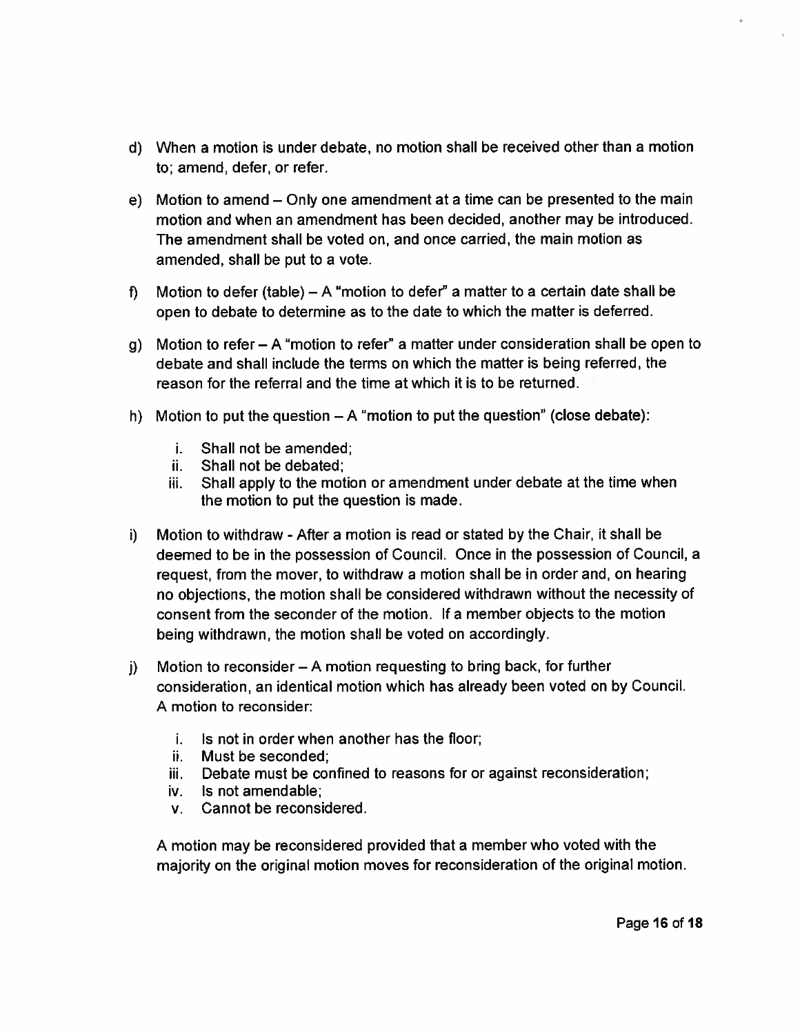d) When a motion is under debate, no motion shall be received other than a motion to; amend, defer, or refer.

e) Motion to amend – Only one amendment at a time can be presented to the main motion and when an amendment has been decided, another may be introduced. The amendment shall be voted on, and once carried, the main motion as amended, shall be put to a vote.

f) Motion to defer (table) – A "motion to defer" a matter to a certain date shall be open to debate to determine as to the date to which the matter is deferred.

g) Motion to refer – A "motion to refer" a matter under consideration shall be open to debate and shall include the terms on which the matter is being referred, the reason for the referral and the time at which it is to be returned.

h) Motion to put the question – A "motion to put the question" (close debate):

   i. Shall not be amended;
   ii. Shall not be debated;
   iii. Shall apply to the motion or amendment under debate at the time when the motion to put the question is made.

i) Motion to withdraw - After a motion is read or stated by the Chair, it shall be deemed to be in the possession of Council. Once in the possession of Council, a request, from the mover, to withdraw a motion shall be in order and, on hearing no objections, the motion shall be considered withdrawn without the necessity of consent from the seconder of the motion. If a member objects to the motion being withdrawn, the motion shall be voted on accordingly.

j) Motion to reconsider – A motion requesting to bring back, for further consideration, an identical motion which has already been voted on by Council. A motion to reconsider:

   i. Is not in order when another has the floor;
   ii. Must be seconded;
   iii. Debate must be confined to reasons for or against reconsideration;
   iv. Is not amendable;
   v. Cannot be reconsidered.

   A motion may be reconsidered provided that a member who voted with the majority on the original motion moves for reconsideration of the original motion.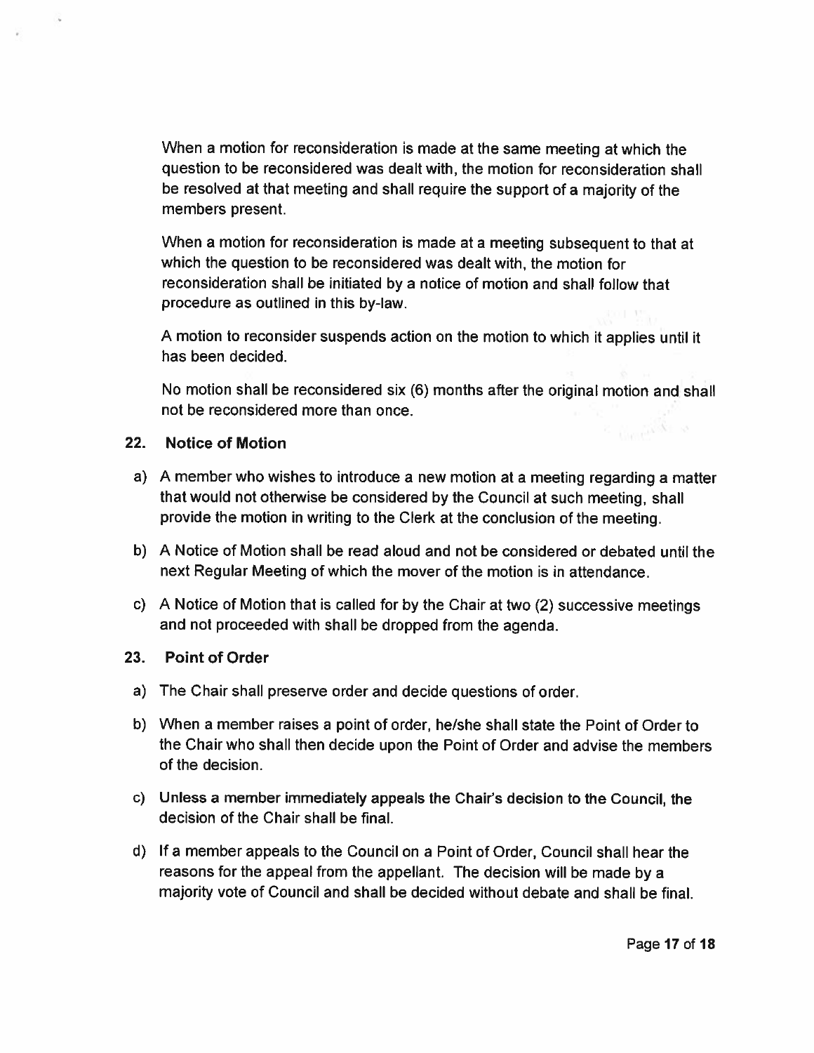When a motion for reconsideration is made at the same meeting at which the question to be reconsidered was dealt with, the motion for reconsideration shall be resolved at that meeting and shall require the support of a majority of the members present.

When a motion for reconsideration is made at a meeting subsequent to that at which the question to be reconsidered was dealt with, the motion for reconsideration shall be initiated by a notice of motion and shall follow that procedure as outlined in this by-law.

A motion to reconsider suspends action on the motion to which it applies until it has been decided.

No motion shall be reconsidered six (6) months after the original motion and shall not be reconsidered more than once.

### 22. Notice of Motion

a) A member who wishes to introduce a new motion at a meeting regarding a matter that would not otherwise be considered by the Council at such meeting, shall provide the motion in writing to the Clerk at the conclusion of the meeting.

b) A Notice of Motion shall be read aloud and not be considered or debated until the next Regular Meeting of which the mover of the motion is in attendance.

c) A Notice of Motion that is called for by the Chair at two (2) successive meetings and not proceeded with shall be dropped from the agenda.

### 23. Point of Order

a) The Chair shall preserve order and decide questions of order.

b) When a member raises a point of order, he/she shall state the Point of Order to the Chair who shall then decide upon the Point of Order and advise the members of the decision.

c) Unless a member immediately appeals the Chair's decision to the Council, the decision of the Chair shall be final.

d) If a member appeals to the Council on a Point of Order, Council shall hear the reasons for the appeal from the appellant. The decision will be made by a majority vote of Council and shall be decided without debate and shall be final.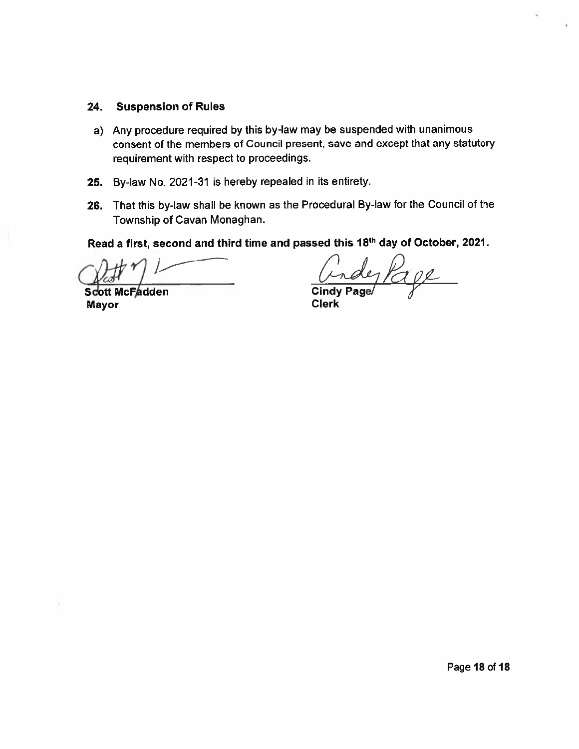## 24. Suspension of Rules

a) Any procedure required by this by-law may be suspended with unanimous consent of the members of Council present, save and except that any statutory requirement with respect to proceedings.

**25.** By-law No. 2021-31 is hereby repealed in its entirety.

**26.** That this by-law shall be known as the Procedural By-law for the Council of the Township of Cavan Monaghan.

**Read a first, second and third time and passed this 18th day of October, 2021.**

| | |
|---|---|
| **Scott McFadden** | **Cindy Page** |
| **Mayor** | **Clerk** |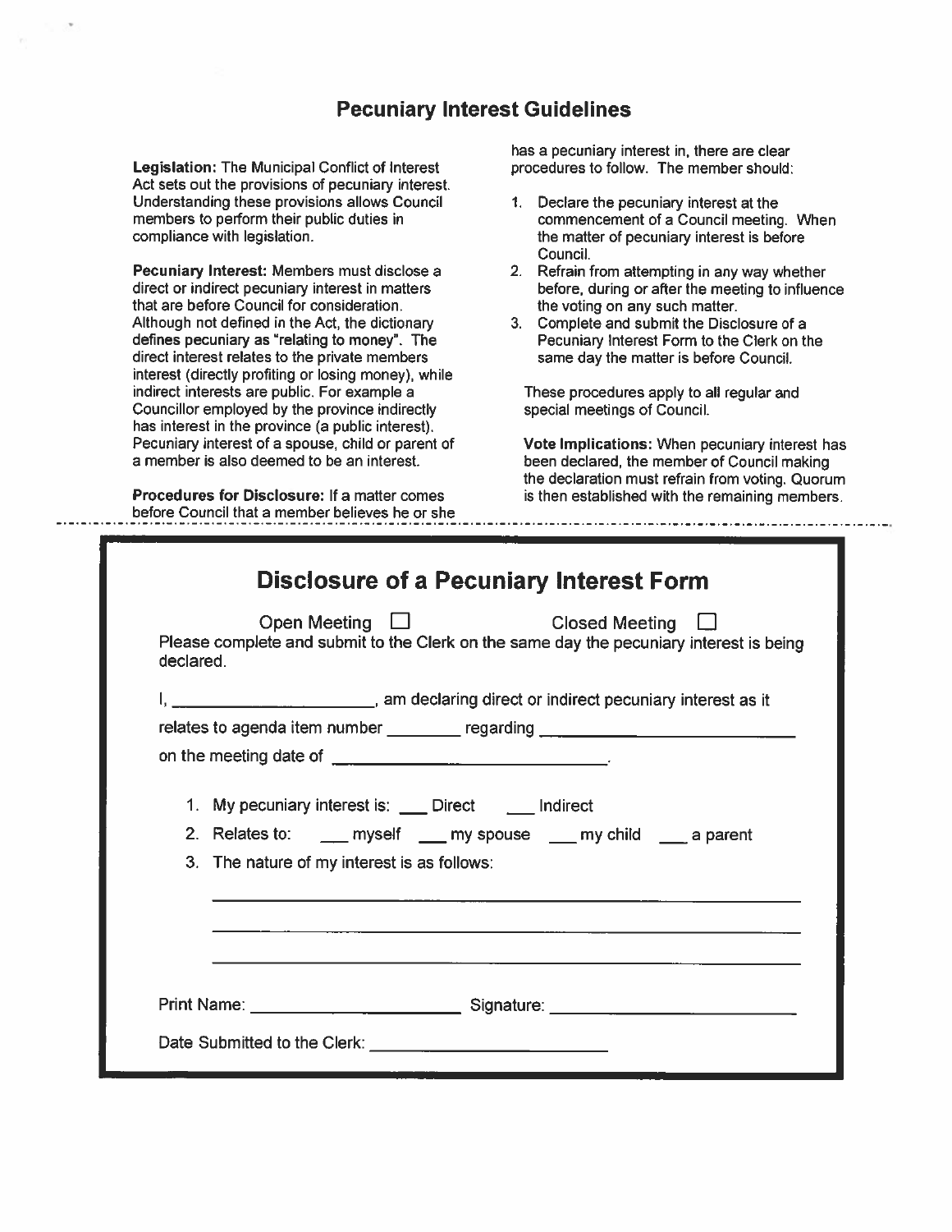# Pecuniary Interest Guidelines

**Legislation:** The Municipal Conflict of Interest Act sets out the provisions of pecuniary interest. Understanding these provisions allows Council members to perform their public duties in compliance with legislation.

**Pecuniary Interest:** Members must disclose a direct or indirect pecuniary interest in matters that are before Council for consideration. Although not defined in the Act, the dictionary defines pecuniary as "relating to money". The direct interest relates to the private members interest (directly profiting or losing money), while indirect interests are public. For example a Councillor employed by the province indirectly has interest in the province (a public interest). Pecuniary interest of a spouse, child or parent of a member is also deemed to be an interest.

**Procedures for Disclosure:** If a matter comes before Council that a member believes he or she has a pecuniary interest in, there are clear procedures to follow. The member should:

1. Declare the pecuniary interest at the commencement of a Council meeting. When the matter of pecuniary interest is before Council.
2. Refrain from attempting in any way whether before, during or after the meeting to influence the voting on any such matter.
3. Complete and submit the Disclosure of a Pecuniary Interest Form to the Clerk on the same day the matter is before Council.

These procedures apply to all regular and special meetings of Council.

**Vote Implications:** When pecuniary interest has been declared, the member of Council making the declaration must refrain from voting. Quorum is then established with the remaining members.

---

## Disclosure of a Pecuniary Interest Form

Open Meeting ☐ Closed Meeting ☐

Please complete and submit to the Clerk on the same day the pecuniary interest is being declared.

I, ______________________, am declaring direct or indirect pecuniary interest as it relates to agenda item number ________ regarding ____________________________ on the meeting date of ______________________________.

1. My pecuniary interest is: ___ Direct ___ Indirect
2. Relates to: ___ myself ___ my spouse ___ my child ___ a parent
3. The nature of my interest is as follows:

______________________________________________________________

______________________________________________________________

______________________________________________________________

Print Name: ________________________ Signature: ___________________________

Date Submitted to the Clerk: __________________________